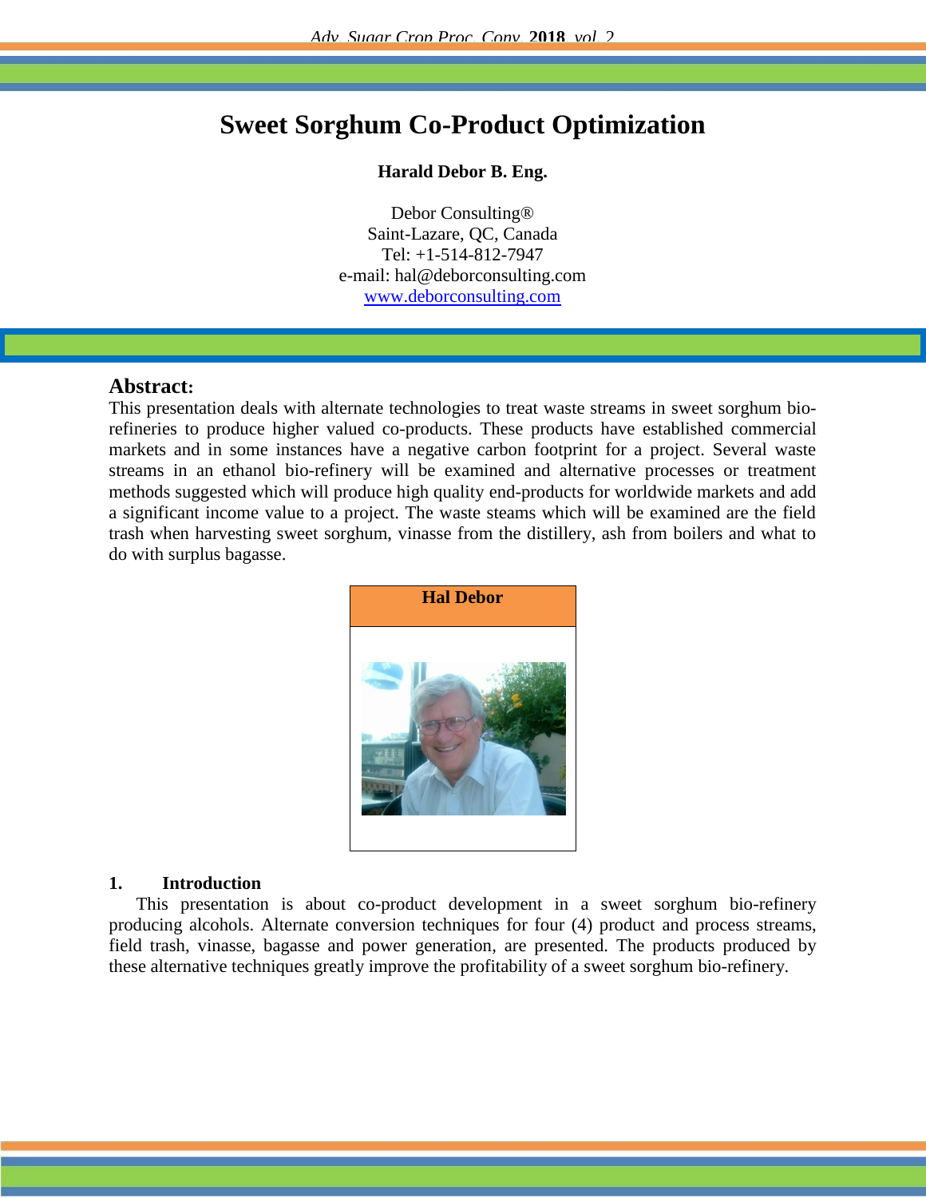# Sweet Sorghum Co-Product Optimization

**Harald Debor B. Eng.**

Debor Consulting®
Saint-Lazare, QC, Canada
Tel: +1-514-812-7947
e-mail: hal@deborconsulting.com
www.deborconsulting.com

## Abstract:

This presentation deals with alternate technologies to treat waste streams in sweet sorghum bio-refineries to produce higher valued co-products. These products have established commercial markets and in some instances have a negative carbon footprint for a project. Several waste streams in an ethanol bio-refinery will be examined and alternative processes or treatment methods suggested which will produce high quality end-products for worldwide markets and add a significant income value to a project. The waste steams which will be examined are the field trash when harvesting sweet sorghum, vinasse from the distillery, ash from boilers and what to do with surplus bagasse.

**Hal Debor**

## 1. Introduction

This presentation is about co-product development in a sweet sorghum bio-refinery producing alcohols. Alternate conversion techniques for four (4) product and process streams, field trash, vinasse, bagasse and power generation, are presented. The products produced by these alternative techniques greatly improve the profitability of a sweet sorghum bio-refinery.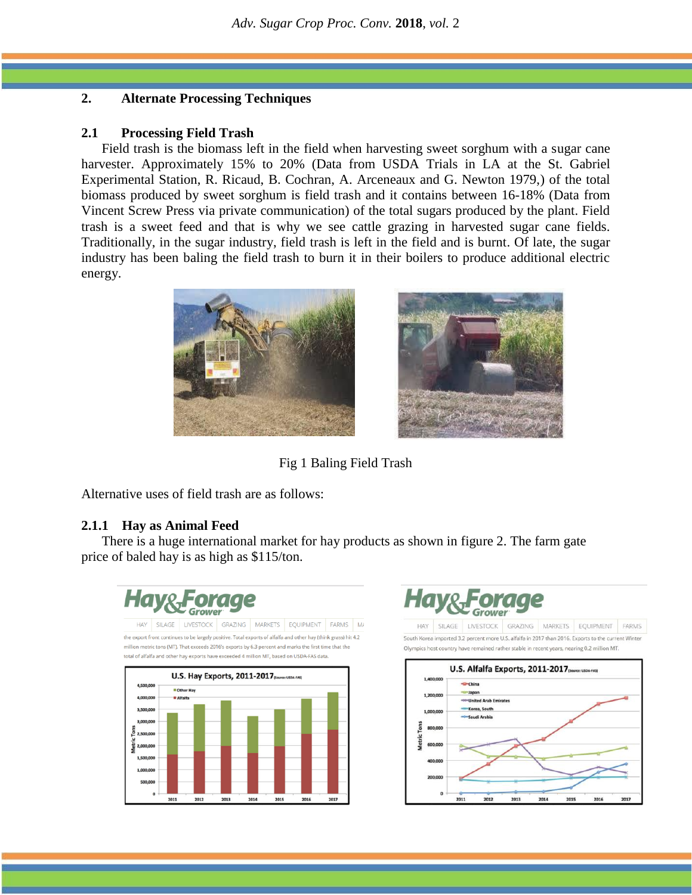## 2. Alternate Processing Techniques

### 2.1 Processing Field Trash

Field trash is the biomass left in the field when harvesting sweet sorghum with a sugar cane harvester. Approximately 15% to 20% (Data from USDA Trials in LA at the St. Gabriel Experimental Station, R. Ricaud, B. Cochran, A. Arceneaux and G. Newton 1979,) of the total biomass produced by sweet sorghum is field trash and it contains between 16-18% (Data from Vincent Screw Press via private communication) of the total sugars produced by the plant. Field trash is a sweet feed and that is why we see cattle grazing in harvested sugar cane fields. Traditionally, in the sugar industry, field trash is left in the field and is burnt. Of late, the sugar industry has been baling the field trash to burn it in their boilers to produce additional electric energy.

Fig 1 Baling Field Trash

Alternative uses of field trash are as follows:

#### 2.1.1 Hay as Animal Feed

There is a huge international market for hay products as shown in figure 2. The farm gate price of baled hay is as high as $115/ton.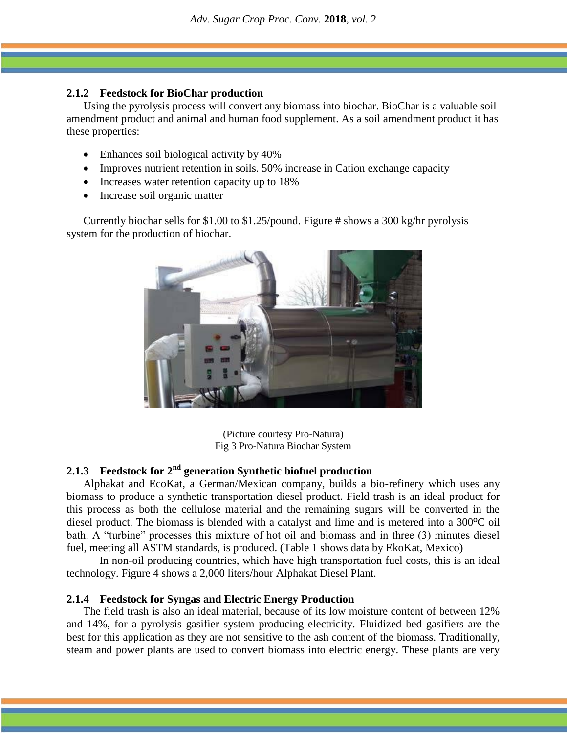### 2.1.2 Feedstock for BioChar production

Using the pyrolysis process will convert any biomass into biochar. BioChar is a valuable soil amendment product and animal and human food supplement. As a soil amendment product it has these properties:

- Enhances soil biological activity by 40%
- Improves nutrient retention in soils. 50% increase in Cation exchange capacity
- Increases water retention capacity up to 18%
- Increase soil organic matter

Currently biochar sells for $1.00 to $1.25/pound. Figure # shows a 300 kg/hr pyrolysis system for the production of biochar.

(Picture courtesy Pro-Natura)
Fig 3 Pro-Natura Biochar System

### 2.1.3 Feedstock for 2nd generation Synthetic biofuel production

Alphakat and EcoKat, a German/Mexican company, builds a bio-refinery which uses any biomass to produce a synthetic transportation diesel product. Field trash is an ideal product for this process as both the cellulose material and the remaining sugars will be converted in the diesel product. The biomass is blended with a catalyst and lime and is metered into a 300ºC oil bath. A "turbine" processes this mixture of hot oil and biomass and in three (3) minutes diesel fuel, meeting all ASTM standards, is produced. (Table 1 shows data by EkoKat, Mexico)

In non-oil producing countries, which have high transportation fuel costs, this is an ideal technology. Figure 4 shows a 2,000 liters/hour Alphakat Diesel Plant.

### 2.1.4 Feedstock for Syngas and Electric Energy Production

The field trash is also an ideal material, because of its low moisture content of between 12% and 14%, for a pyrolysis gasifier system producing electricity. Fluidized bed gasifiers are the best for this application as they are not sensitive to the ash content of the biomass. Traditionally, steam and power plants are used to convert biomass into electric energy. These plants are very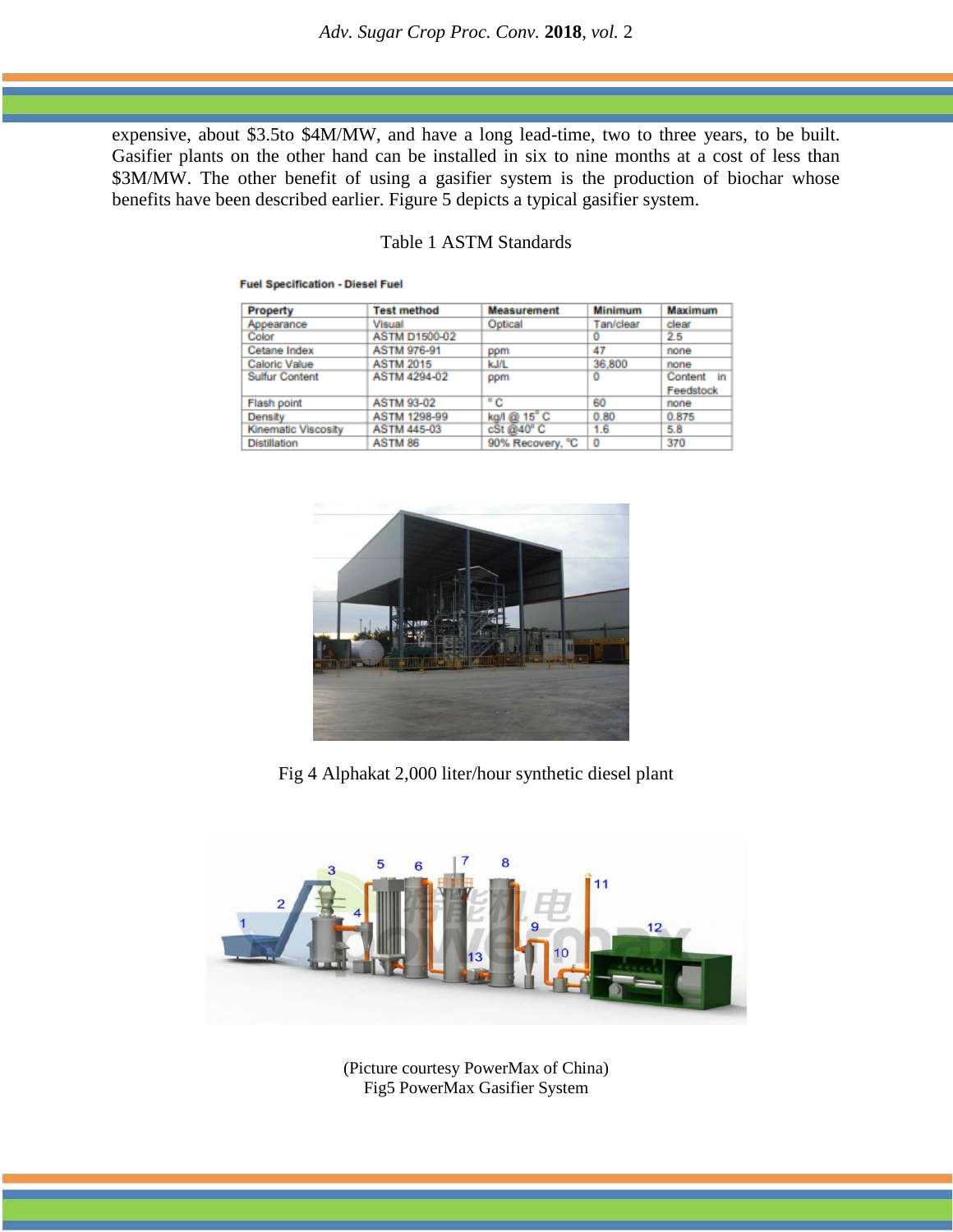expensive, about $3.5to $4M/MW, and have a long lead-time, two to three years, to be built. Gasifier plants on the other hand can be installed in six to nine months at a cost of less than $3M/MW. The other benefit of using a gasifier system is the production of biochar whose benefits have been described earlier. Figure 5 depicts a typical gasifier system.

Table 1 ASTM Standards

**Fuel Specification - Diesel Fuel**

| Property | Test method | Measurement | Minimum | Maximum |
|---|---|---|---|---|
| Appearance | Visual | Optical | Tan/clear | clear |
| Color | ASTM D1500-02 | | 0 | 2.5 |
| Cetane Index | ASTM 976-91 | ppm | 47 | none |
| Caloric Value | ASTM 2015 | kJ/L | 36,800 | none |
| Sulfur Content | ASTM 4294-02 | ppm | 0 | Content in Feedstock |
| Flash point | ASTM 93-02 | °C | 60 | none |
| Density | ASTM 1298-99 | kg/l @ 15° C | 0.80 | 0.875 |
| Kinematic Viscosity | ASTM 445-03 | cSt @40° C | 1.6 | 5.8 |
| Distillation | ASTM 86 | 90% Recovery, °C | 0 | 370 |

Fig 4 Alphakat 2,000 liter/hour synthetic diesel plant

(Picture courtesy PowerMax of China)
Fig5 PowerMax Gasifier System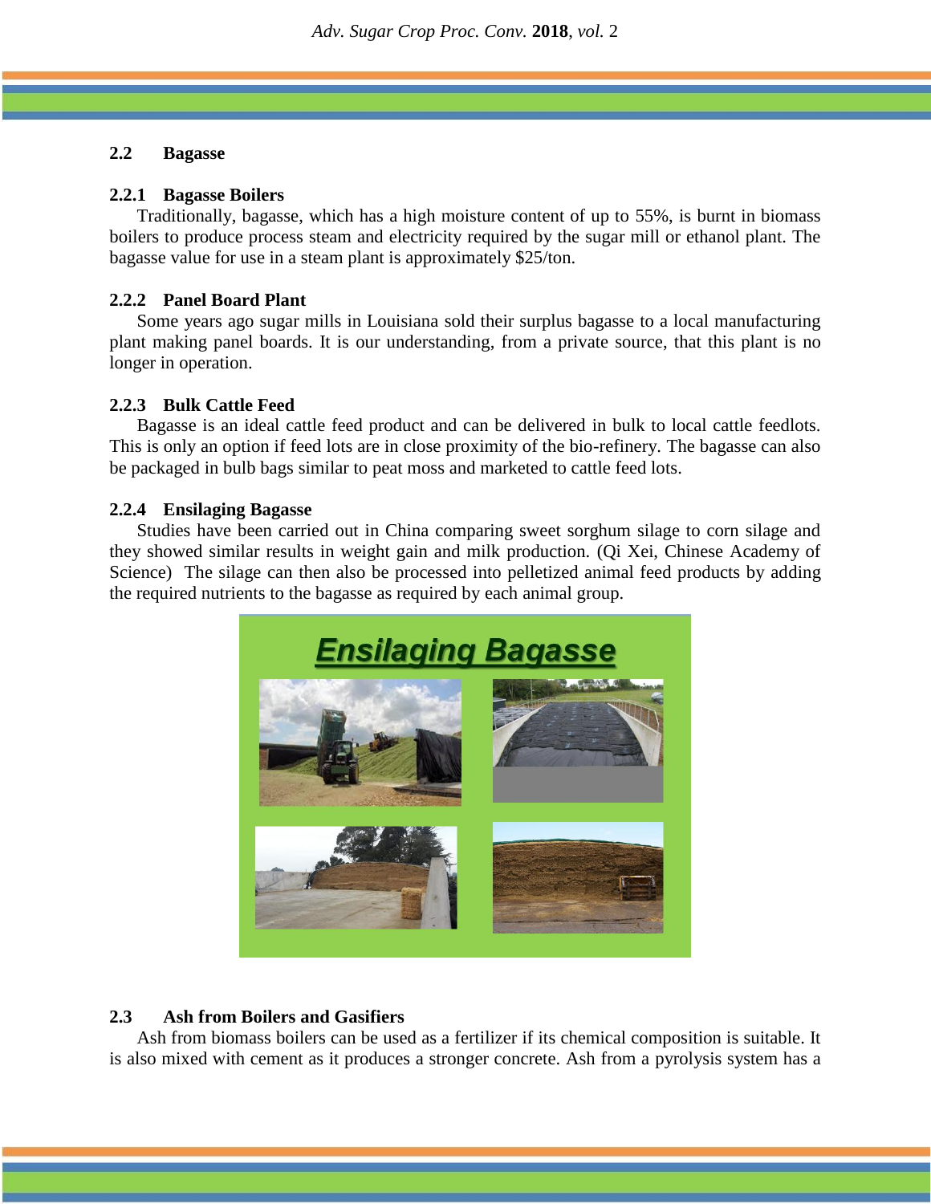### 2.2 Bagasse

#### 2.2.1 Bagasse Boilers

Traditionally, bagasse, which has a high moisture content of up to 55%, is burnt in biomass boilers to produce process steam and electricity required by the sugar mill or ethanol plant. The bagasse value for use in a steam plant is approximately $25/ton.

#### 2.2.2 Panel Board Plant

Some years ago sugar mills in Louisiana sold their surplus bagasse to a local manufacturing plant making panel boards. It is our understanding, from a private source, that this plant is no longer in operation.

#### 2.2.3 Bulk Cattle Feed

Bagasse is an ideal cattle feed product and can be delivered in bulk to local cattle feedlots. This is only an option if feed lots are in close proximity of the bio-refinery. The bagasse can also be packaged in bulb bags similar to peat moss and marketed to cattle feed lots.

#### 2.2.4 Ensilaging Bagasse

Studies have been carried out in China comparing sweet sorghum silage to corn silage and they showed similar results in weight gain and milk production. (Qi Xei, Chinese Academy of Science) The silage can then also be processed into pelletized animal feed products by adding the required nutrients to the bagasse as required by each animal group.

### 2.3 Ash from Boilers and Gasifiers

Ash from biomass boilers can be used as a fertilizer if its chemical composition is suitable. It is also mixed with cement as it produces a stronger concrete. Ash from a pyrolysis system has a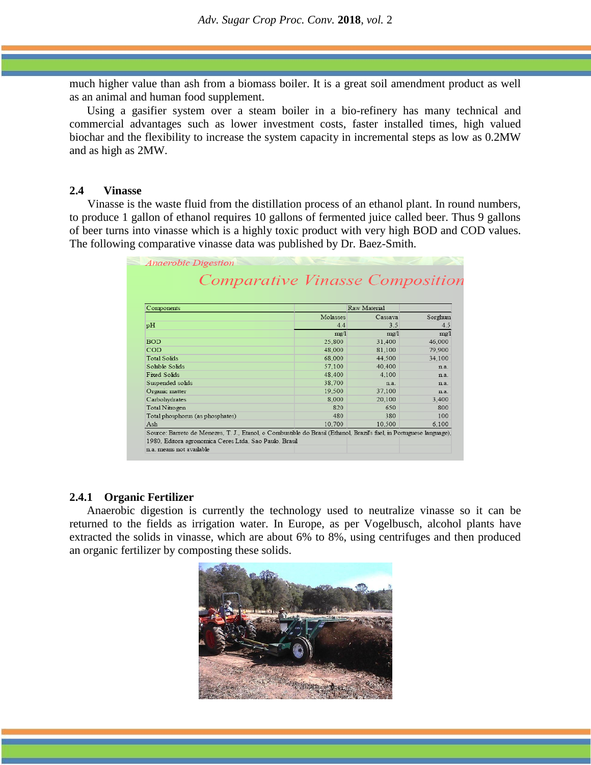much higher value than ash from a biomass boiler. It is a great soil amendment product as well as an animal and human food supplement.

Using a gasifier system over a steam boiler in a bio-refinery has many technical and commercial advantages such as lower investment costs, faster installed times, high valued biochar and the flexibility to increase the system capacity in incremental steps as low as 0.2MW and as high as 2MW.

## 2.4 Vinasse

Vinasse is the waste fluid from the distillation process of an ethanol plant. In round numbers, to produce 1 gallon of ethanol requires 10 gallons of fermented juice called beer. Thus 9 gallons of beer turns into vinasse which is a highly toxic product with very high BOD and COD values. The following comparative vinasse data was published by Dr. Baez-Smith.

*Anaerobic Digestion*

**Comparative Vinasse Composition**

| Components | Raw Material | | |
|---|---|---|---|
| | Molasses | Cassava | Sorghum |
| pH | 4.4 | 3.5 | 4.5 |
| | mg/l | mg/l | mg/l |
| BOD | 25,800 | 31,400 | 46,000 |
| COD | 48,000 | 81,100 | 79,900 |
| Total Solids | 68,000 | 44,500 | 34,100 |
| Soluble Solids | 57,100 | 40,400 | n.a. |
| Fixed Solids | 48,400 | 4,100 | n.a. |
| Suspended solids | 38,700 | n.a. | n.a. |
| Organic matter | 19,500 | 37,100 | n.a. |
| Carbohydrates | 8,000 | 20,100 | 3,400 |
| Total Nitrogen | 820 | 650 | 800 |
| Total phosphorus (as phosphates) | 480 | 380 | 100 |
| Ash | 10,700 | 10,500 | 6,100 |

Source: Barreto de Menezes, T. J., Etanol, o Combustible do Brasil (Ethanol, Brazil's fuel, in Portuguese language), 1980, Editora agronomica Ceres Ltda, Sao Paulo, Brasil

n.a. means not available

### 2.4.1 Organic Fertilizer

Anaerobic digestion is currently the technology used to neutralize vinasse so it can be returned to the fields as irrigation water. In Europe, as per Vogelbusch, alcohol plants have extracted the solids in vinasse, which are about 6% to 8%, using centrifuges and then produced an organic fertilizer by composting these solids.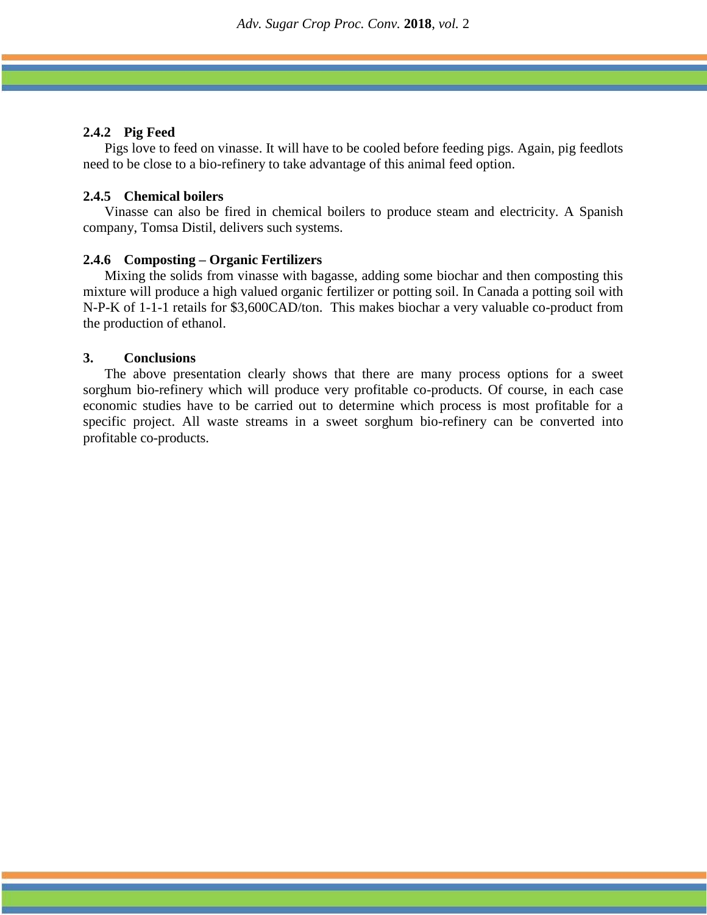#### 2.4.2 Pig Feed

Pigs love to feed on vinasse. It will have to be cooled before feeding pigs. Again, pig feedlots need to be close to a bio-refinery to take advantage of this animal feed option.

#### 2.4.5 Chemical boilers

Vinasse can also be fired in chemical boilers to produce steam and electricity. A Spanish company, Tomsa Distil, delivers such systems.

#### 2.4.6 Composting – Organic Fertilizers

Mixing the solids from vinasse with bagasse, adding some biochar and then composting this mixture will produce a high valued organic fertilizer or potting soil. In Canada a potting soil with N-P-K of 1-1-1 retails for $3,600CAD/ton. This makes biochar a very valuable co-product from the production of ethanol.

## 3. Conclusions

The above presentation clearly shows that there are many process options for a sweet sorghum bio-refinery which will produce very profitable co-products. Of course, in each case economic studies have to be carried out to determine which process is most profitable for a specific project. All waste streams in a sweet sorghum bio-refinery can be converted into profitable co-products.